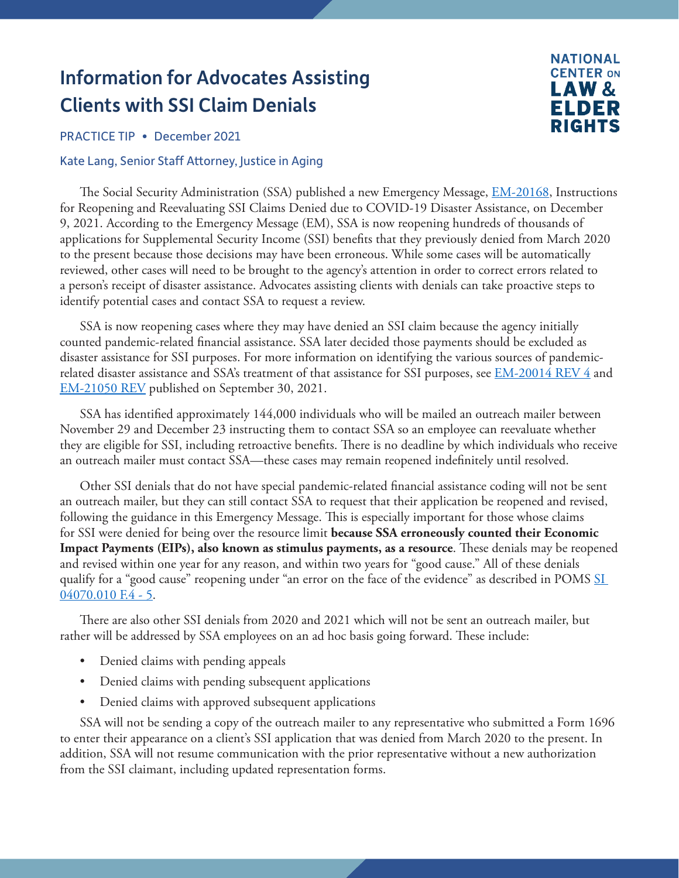# Information for Advocates Assisting Clients with SSI Claim Denials

NATIONAL CENTER ON LAW & ELDER RIGHTS

PRACTICE TIP • December 2021

Kate Lang, Senior Staff Attorney, Justice in Aging

The Social Security Administration (SSA) published a new Emergency Message, EM-20168, Instructions for Reopening and Reevaluating SSI Claims Denied due to COVID-19 Disaster Assistance, on December 9, 2021. According to the Emergency Message (EM), SSA is now reopening hundreds of thousands of applications for Supplemental Security Income (SSI) benefits that they previously denied from March 2020 to the present because those decisions may have been erroneous. While some cases will be automatically reviewed, other cases will need to be brought to the agency's attention in order to correct errors related to a person's receipt of disaster assistance. Advocates assisting clients with denials can take proactive steps to identify potential cases and contact SSA to request a review.

SSA is now reopening cases where they may have denied an SSI claim because the agency initially counted pandemic-related financial assistance. SSA later decided those payments should be excluded as disaster assistance for SSI purposes. For more information on identifying the various sources of pandemic-related disaster assistance and SSA's treatment of that assistance for SSI purposes, see EM-20014 REV 4 and EM-21050 REV published on September 30, 2021.

SSA has identified approximately 144,000 individuals who will be mailed an outreach mailer between November 29 and December 23 instructing them to contact SSA so an employee can reevaluate whether they are eligible for SSI, including retroactive benefits. There is no deadline by which individuals who receive an outreach mailer must contact SSA—these cases may remain reopened indefinitely until resolved.

Other SSI denials that do not have special pandemic-related financial assistance coding will not be sent an outreach mailer, but they can still contact SSA to request that their application be reopened and revised, following the guidance in this Emergency Message. This is especially important for those whose claims for SSI were denied for being over the resource limit **because SSA erroneously counted their Economic Impact Payments (EIPs), also known as stimulus payments, as a resource**. These denials may be reopened and revised within one year for any reason, and within two years for "good cause." All of these denials qualify for a "good cause" reopening under "an error on the face of the evidence" as described in POMS SI 04070.010 F.4 - 5.

There are also other SSI denials from 2020 and 2021 which will not be sent an outreach mailer, but rather will be addressed by SSA employees on an ad hoc basis going forward. These include:

- Denied claims with pending appeals
- Denied claims with pending subsequent applications
- Denied claims with approved subsequent applications

SSA will not be sending a copy of the outreach mailer to any representative who submitted a Form 1696 to enter their appearance on a client's SSI application that was denied from March 2020 to the present. In addition, SSA will not resume communication with the prior representative without a new authorization from the SSI claimant, including updated representation forms.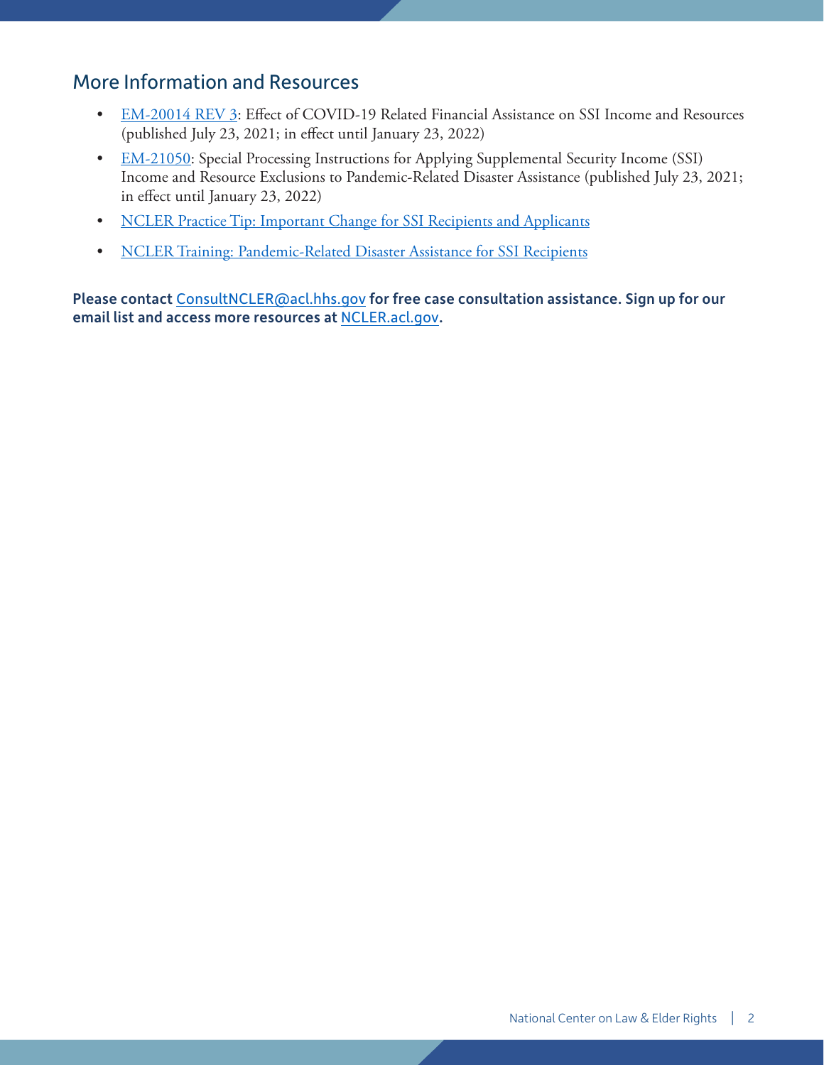## More Information and Resources

- EM-20014 REV 3: Effect of COVID-19 Related Financial Assistance on SSI Income and Resources (published July 23, 2021; in effect until January 23, 2022)
- EM-21050: Special Processing Instructions for Applying Supplemental Security Income (SSI) Income and Resource Exclusions to Pandemic-Related Disaster Assistance (published July 23, 2021; in effect until January 23, 2022)
- NCLER Practice Tip: Important Change for SSI Recipients and Applicants
- NCLER Training: Pandemic-Related Disaster Assistance for SSI Recipients

**Please contact ConsultNCLER@acl.hhs.gov for free case consultation assistance. Sign up for our email list and access more resources at NCLER.acl.gov.**